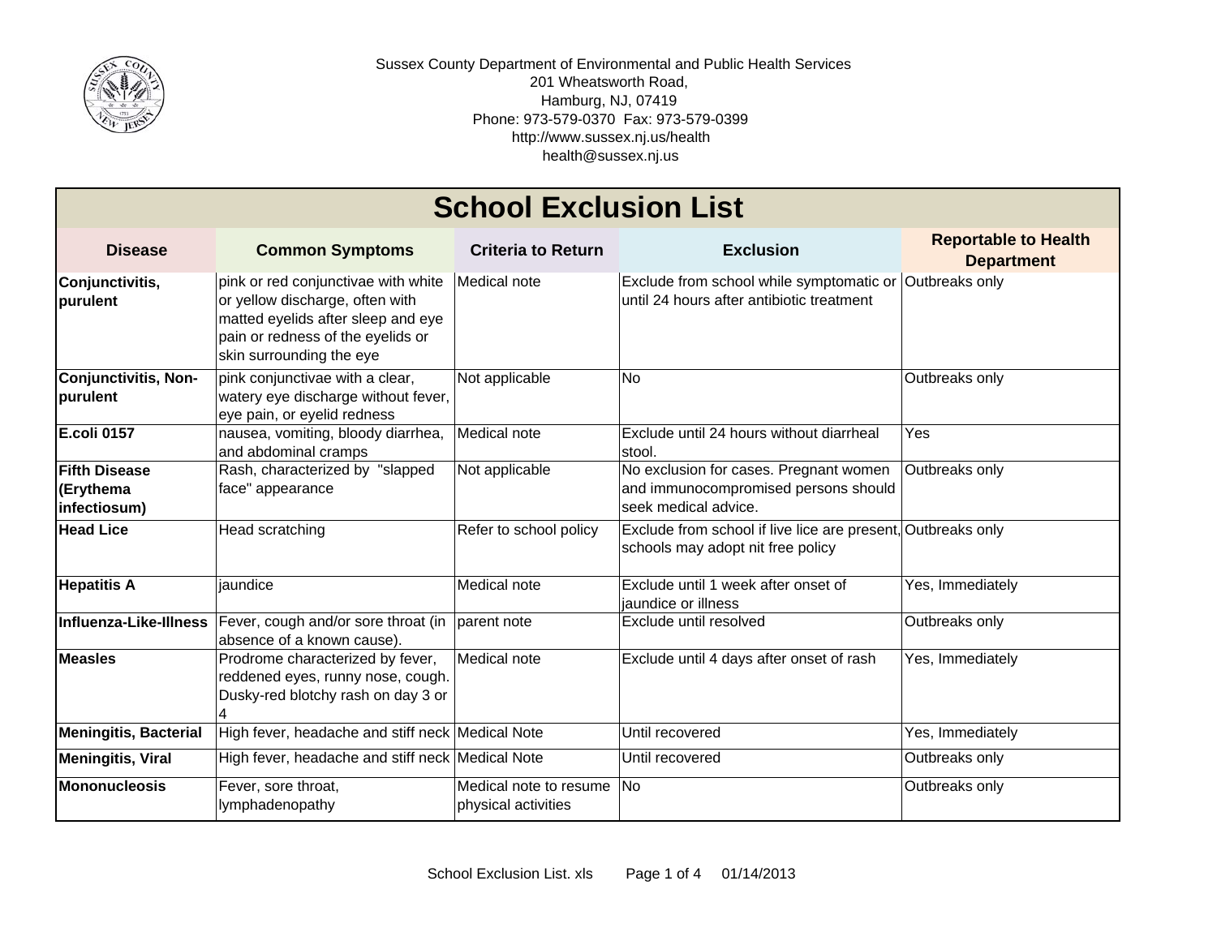Sussex County Department of Environmental and Public Health Services
201 Wheatsworth Road,
Hamburg, NJ, 07419
Phone: 973-579-0370 Fax: 973-579-0399
http://www.sussex.nj.us/health
health@sussex.nj.us

# School Exclusion List

| Disease | Common Symptoms | Criteria to Return | Exclusion | Reportable to Health Department |
|---|---|---|---|---|
| **Conjunctivitis, purulent** | pink or red conjunctivae with white or yellow discharge, often with matted eyelids after sleep and eye pain or redness of the eyelids or skin surrounding the eye | Medical note | Exclude from school while symptomatic or until 24 hours after antibiotic treatment | Outbreaks only |
| **Conjunctivitis, Non-purulent** | pink conjunctivae with a clear, watery eye discharge without fever, eye pain, or eyelid redness | Not applicable | No | Outbreaks only |
| **E.coli 0157** | nausea, vomiting, bloody diarrhea, and abdominal cramps | Medical note | Exclude until 24 hours without diarrheal stool. | Yes |
| **Fifth Disease (Erythema infectiosum)** | Rash, characterized by "slapped face" appearance | Not applicable | No exclusion for cases. Pregnant women and immunocompromised persons should seek medical advice. | Outbreaks only |
| **Head Lice** | Head scratching | Refer to school policy | Exclude from school if live lice are present, schools may adopt nit free policy | Outbreaks only |
| **Hepatitis A** | jaundice | Medical note | Exclude until 1 week after onset of jaundice or illness | Yes, Immediately |
| **Influenza-Like-Illness** | Fever, cough and/or sore throat (in absence of a known cause). | parent note | Exclude until resolved | Outbreaks only |
| **Measles** | Prodrome characterized by fever, reddened eyes, runny nose, cough. Dusky-red blotchy rash on day 3 or 4 | Medical note | Exclude until 4 days after onset of rash | Yes, Immediately |
| **Meningitis, Bacterial** | High fever, headache and stiff neck | Medical Note | Until recovered | Yes, Immediately |
| **Meningitis, Viral** | High fever, headache and stiff neck | Medical Note | Until recovered | Outbreaks only |
| **Mononucleosis** | Fever, sore throat, lymphadenopathy | Medical note to resume physical activities | No | Outbreaks only |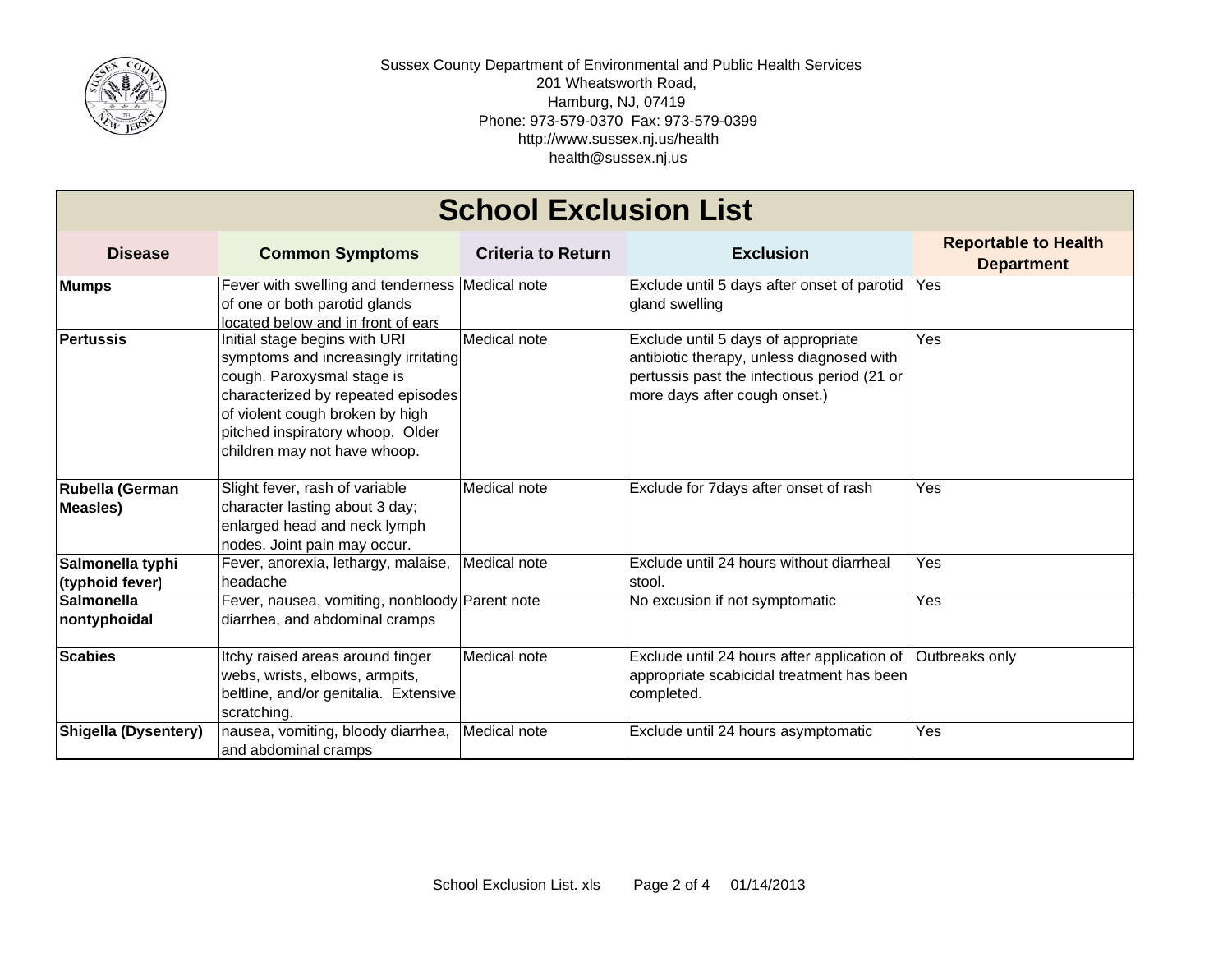Sussex County Department of Environmental and Public Health Services
201 Wheatsworth Road,
Hamburg, NJ, 07419
Phone: 973-579-0370 Fax: 973-579-0399
http://www.sussex.nj.us/health
health@sussex.nj.us

# School Exclusion List

| Disease | Common Symptoms | Criteria to Return | Exclusion | Reportable to Health Department |
|---|---|---|---|---|
| **Mumps** | Fever with swelling and tenderness of one or both parotid glands located below and in front of ears | Medical note | Exclude until 5 days after onset of parotid gland swelling | Yes |
| **Pertussis** | Initial stage begins with URI symptoms and increasingly irritating cough. Paroxysmal stage is characterized by repeated episodes of violent cough broken by high pitched inspiratory whoop. Older children may not have whoop. | Medical note | Exclude until 5 days of appropriate antibiotic therapy, unless diagnosed with pertussis past the infectious period (21 or more days after cough onset.) | Yes |
| **Rubella (German Measles)** | Slight fever, rash of variable character lasting about 3 day; enlarged head and neck lymph nodes. Joint pain may occur. | Medical note | Exclude for 7days after onset of rash | Yes |
| **Salmonella typhi (typhoid fever)** | Fever, anorexia, lethargy, malaise, headache | Medical note | Exclude until 24 hours without diarrheal stool. | Yes |
| **Salmonella nontyphoidal** | Fever, nausea, vomiting, nonbloody diarrhea, and abdominal cramps | Parent note | No excusion if not symptomatic | Yes |
| **Scabies** | Itchy raised areas around finger webs, wrists, elbows, armpits, beltline, and/or genitalia. Extensive scratching. | Medical note | Exclude until 24 hours after application of appropriate scabicidal treatment has been completed. | Outbreaks only |
| **Shigella (Dysentery)** | nausea, vomiting, bloody diarrhea, and abdominal cramps | Medical note | Exclude until 24 hours asymptomatic | Yes |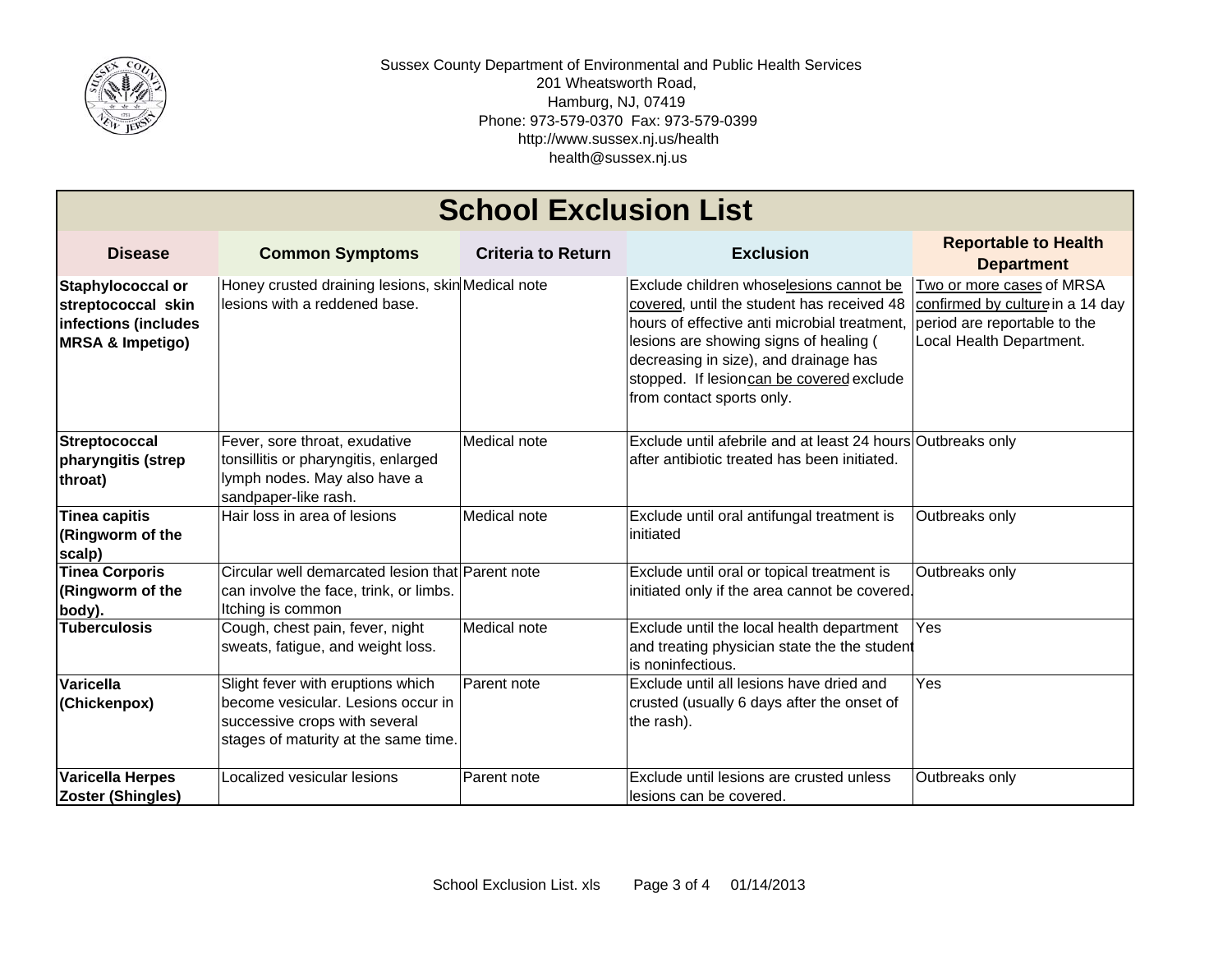Sussex County Department of Environmental and Public Health Services
201 Wheatsworth Road,
Hamburg, NJ, 07419
Phone: 973-579-0370 Fax: 973-579-0399
http://www.sussex.nj.us/health
health@sussex.nj.us

# School Exclusion List

| Disease | Common Symptoms | Criteria to Return | Exclusion | Reportable to Health Department |
|---|---|---|---|---|
| **Staphylococcal or streptococcal skin infections (includes MRSA & Impetigo)** | Honey crusted draining lesions, skin lesions with a reddened base. | Medical note | Exclude children whose lesions cannot be covered, until the student has received 48 hours of effective anti microbial treatment, lesions are showing signs of healing ( decreasing in size), and drainage has stopped. If lesion can be covered exclude from contact sports only. | Two or more cases of MRSA confirmed by culture in a 14 day period are reportable to the Local Health Department. |
| **Streptococcal pharyngitis (strep throat)** | Fever, sore throat, exudative tonsillitis or pharyngitis, enlarged lymph nodes. May also have a sandpaper-like rash. | Medical note | Exclude until afebrile and at least 24 hours after antibiotic treated has been initiated. | Outbreaks only |
| **Tinea capitis (Ringworm of the scalp)** | Hair loss in area of lesions | Medical note | Exclude until oral antifungal treatment is initiated | Outbreaks only |
| **Tinea Corporis (Ringworm of the body).** | Circular well demarcated lesion that can involve the face, trink, or limbs. Itching is common | Parent note | Exclude until oral or topical treatment is initiated only if the area cannot be covered. | Outbreaks only |
| **Tuberculosis** | Cough, chest pain, fever, night sweats, fatigue, and weight loss. | Medical note | Exclude until the local health department and treating physician state the the student is noninfectious. | Yes |
| **Varicella (Chickenpox)** | Slight fever with eruptions which become vesicular. Lesions occur in successive crops with several stages of maturity at the same time. | Parent note | Exclude until all lesions have dried and crusted (usually 6 days after the onset of the rash). | Yes |
| **Varicella Herpes Zoster (Shingles)** | Localized vesicular lesions | Parent note | Exclude until lesions are crusted unless lesions can be covered. | Outbreaks only |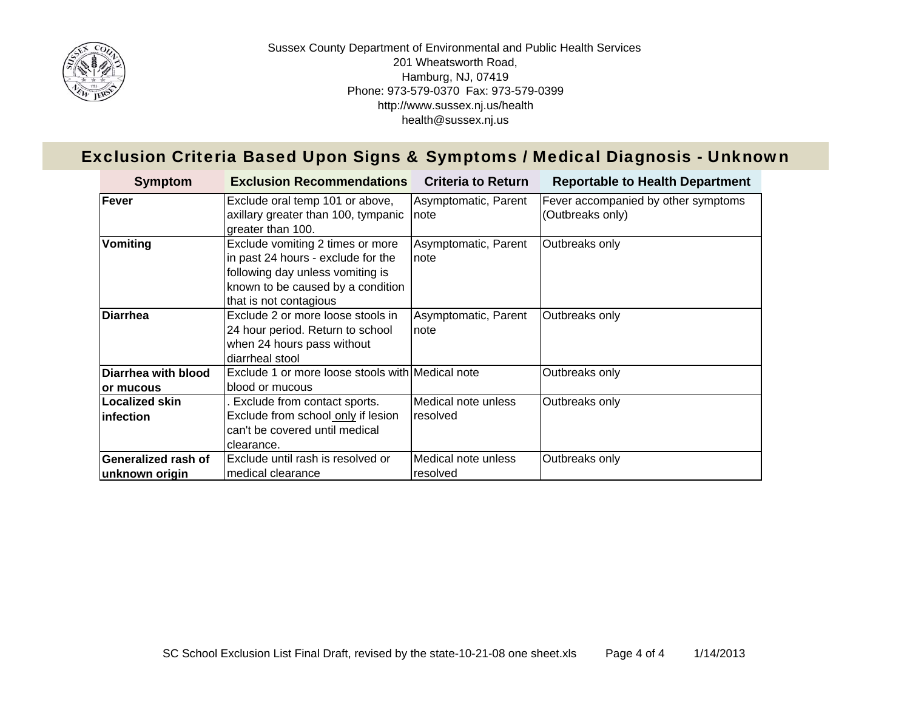Sussex County Department of Environmental and Public Health Services
201 Wheatsworth Road,
Hamburg, NJ, 07419
Phone: 973-579-0370 Fax: 973-579-0399
http://www.sussex.nj.us/health
health@sussex.nj.us

## Exclusion Criteria Based Upon Signs & Symptoms / Medical Diagnosis - Unknown

| Symptom | Exclusion Recommendations | Criteria to Return | Reportable to Health Department |
|---|---|---|---|
| **Fever** | Exclude oral temp 101 or above, axillary greater than 100, tympanic greater than 100. | Asymptomatic, Parent note | Fever accompanied by other symptoms (Outbreaks only) |
| **Vomiting** | Exclude vomiting 2 times or more in past 24 hours - exclude for the following day unless vomiting is known to be caused by a condition that is not contagious | Asymptomatic, Parent note | Outbreaks only |
| **Diarrhea** | Exclude 2 or more loose stools in 24 hour period. Return to school when 24 hours pass without diarrheal stool | Asymptomatic, Parent note | Outbreaks only |
| **Diarrhea with blood or mucous** | Exclude 1 or more loose stools with blood or mucous | Medical note | Outbreaks only |
| **Localized skin infection** | . Exclude from contact sports. Exclude from school only if lesion can't be covered until medical clearance. | Medical note unless resolved | Outbreaks only |
| **Generalized rash of unknown origin** | Exclude until rash is resolved or medical clearance | Medical note unless resolved | Outbreaks only |